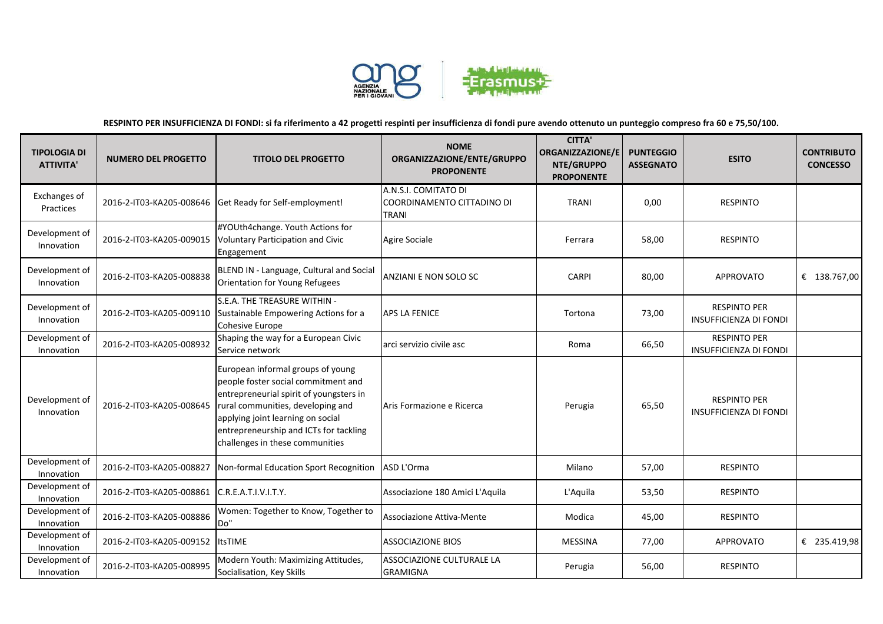**RESPINTO PER INSUFFICIENZA DI FONDI: si fa riferimento a 42 progetti respinti per insufficienza di fondi pure avendo ottenuto un punteggio compreso fra 60 e 75,50/100.**

| TIPOLOGIA DI ATTIVITA' | NUMERO DEL PROGETTO | TITOLO DEL PROGETTO | NOME ORGANIZZAZIONE/ENTE/GRUPPO PROPONENTE | CITTA' ORGANIZZAZIONE/ENTE/GRUPPO PROPONENTE | PUNTEGGIO ASSEGNATO | ESITO | CONTRIBUTO CONCESSO |
|---|---|---|---|---|---|---|---|
| Exchanges of Practices | 2016-2-IT03-KA205-008646 | Get Ready for Self-employment! | A.N.S.I. COMITATO DI COORDINAMENTO CITTADINO DI TRANI | TRANI | 0,00 | RESPINTO | |
| Development of Innovation | 2016-2-IT03-KA205-009015 | #YOUth4change. Youth Actions for Voluntary Participation and Civic Engagement | Agire Sociale | Ferrara | 58,00 | RESPINTO | |
| Development of Innovation | 2016-2-IT03-KA205-008838 | BLEND IN - Language, Cultural and Social Orientation for Young Refugees | ANZIANI E NON SOLO SC | CARPI | 80,00 | APPROVATO | € 138.767,00 |
| Development of Innovation | 2016-2-IT03-KA205-009110 | S.E.A. THE TREASURE WITHIN - Sustainable Empowering Actions for a Cohesive Europe | APS LA FENICE | Tortona | 73,00 | RESPINTO PER INSUFFICIENZA DI FONDI | |
| Development of Innovation | 2016-2-IT03-KA205-008932 | Shaping the way for a European Civic Service network | arci servizio civile asc | Roma | 66,50 | RESPINTO PER INSUFFICIENZA DI FONDI | |
| Development of Innovation | 2016-2-IT03-KA205-008645 | European informal groups of young people foster social commitment and entrepreneurial spirit of youngsters in rural communities, developing and applying joint learning on social entrepreneurship and ICTs for tackling challenges in these communities | Aris Formazione e Ricerca | Perugia | 65,50 | RESPINTO PER INSUFFICIENZA DI FONDI | |
| Development of Innovation | 2016-2-IT03-KA205-008827 | Non-formal Education Sport Recognition | ASD L'Orma | Milano | 57,00 | RESPINTO | |
| Development of Innovation | 2016-2-IT03-KA205-008861 | C.R.E.A.T.I.V.I.T.Y. | Associazione 180 Amici L'Aquila | L'Aquila | 53,50 | RESPINTO | |
| Development of Innovation | 2016-2-IT03-KA205-008886 | Women: Together to Know, Together to Do" | Associazione Attiva-Mente | Modica | 45,00 | RESPINTO | |
| Development of Innovation | 2016-2-IT03-KA205-009152 | ItsTIME | ASSOCIAZIONE BIOS | MESSINA | 77,00 | APPROVATO | € 235.419,98 |
| Development of Innovation | 2016-2-IT03-KA205-008995 | Modern Youth: Maximizing Attitudes, Socialisation, Key Skills | ASSOCIAZIONE CULTURALE LA GRAMIGNA | Perugia | 56,00 | RESPINTO | |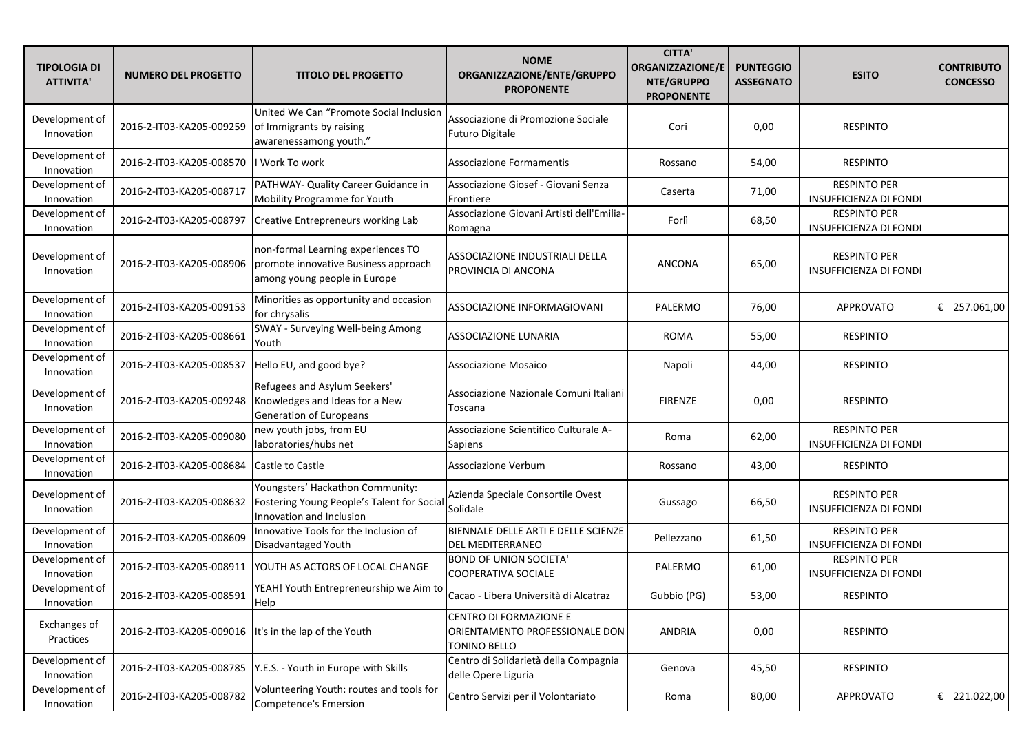| TIPOLOGIA DI ATTIVITA' | NUMERO DEL PROGETTO | TITOLO DEL PROGETTO | NOME ORGANIZZAZIONE/ENTE/GRUPPO PROPONENTE | CITTA' ORGANIZZAZIONE/ENTE/GRUPPO PROPONENTE | PUNTEGGIO ASSEGNATO | ESITO | CONTRIBUTO CONCESSO |
|---|---|---|---|---|---|---|---|
| Development of Innovation | 2016-2-IT03-KA205-009259 | United We Can "Promote Social Inclusion of Immigrants by raising awarenessamong youth." | Associazione di Promozione Sociale Futuro Digitale | Cori | 0,00 | RESPINTO | |
| Development of Innovation | 2016-2-IT03-KA205-008570 | I Work To work | Associazione Formamentis | Rossano | 54,00 | RESPINTO | |
| Development of Innovation | 2016-2-IT03-KA205-008717 | PATHWAY- Quality Career Guidance in Mobility Programme for Youth | Associazione Giosef - Giovani Senza Frontiere | Caserta | 71,00 | RESPINTO PER INSUFFICIENZA DI FONDI | |
| Development of Innovation | 2016-2-IT03-KA205-008797 | Creative Entrepreneurs working Lab | Associazione Giovani Artisti dell'Emilia-Romagna | Forlì | 68,50 | RESPINTO PER INSUFFICIENZA DI FONDI | |
| Development of Innovation | 2016-2-IT03-KA205-008906 | non-formal Learning experiences TO promote innovative Business approach among young people in Europe | ASSOCIAZIONE INDUSTRIALI DELLA PROVINCIA DI ANCONA | ANCONA | 65,00 | RESPINTO PER INSUFFICIENZA DI FONDI | |
| Development of Innovation | 2016-2-IT03-KA205-009153 | Minorities as opportunity and occasion for chrysalis | ASSOCIAZIONE INFORMAGIOVANI | PALERMO | 76,00 | APPROVATO | € 257.061,00 |
| Development of Innovation | 2016-2-IT03-KA205-008661 | SWAY - Surveying Well-being Among Youth | ASSOCIAZIONE LUNARIA | ROMA | 55,00 | RESPINTO | |
| Development of Innovation | 2016-2-IT03-KA205-008537 | Hello EU, and good bye? | Associazione Mosaico | Napoli | 44,00 | RESPINTO | |
| Development of Innovation | 2016-2-IT03-KA205-009248 | Refugees and Asylum Seekers' Knowledges and Ideas for a New Generation of Europeans | Associazione Nazionale Comuni Italiani Toscana | FIRENZE | 0,00 | RESPINTO | |
| Development of Innovation | 2016-2-IT03-KA205-009080 | new youth jobs, from EU laboratories/hubs net | Associazione Scientifico Culturale A-Sapiens | Roma | 62,00 | RESPINTO PER INSUFFICIENZA DI FONDI | |
| Development of Innovation | 2016-2-IT03-KA205-008684 | Castle to Castle | Associazione Verbum | Rossano | 43,00 | RESPINTO | |
| Development of Innovation | 2016-2-IT03-KA205-008632 | Youngsters' Hackathon Community: Fostering Young People's Talent for Social Innovation and Inclusion | Azienda Speciale Consortile Ovest Solidale | Gussago | 66,50 | RESPINTO PER INSUFFICIENZA DI FONDI | |
| Development of Innovation | 2016-2-IT03-KA205-008609 | Innovative Tools for the Inclusion of Disadvantaged Youth | BIENNALE DELLE ARTI E DELLE SCIENZE DEL MEDITERRANEO | Pellezzano | 61,50 | RESPINTO PER INSUFFICIENZA DI FONDI | |
| Development of Innovation | 2016-2-IT03-KA205-008911 | YOUTH AS ACTORS OF LOCAL CHANGE | BOND OF UNION SOCIETA' COOPERATIVA SOCIALE | PALERMO | 61,00 | RESPINTO PER INSUFFICIENZA DI FONDI | |
| Development of Innovation | 2016-2-IT03-KA205-008591 | YEAH! Youth Entrepreneurship we Aim to Help | Cacao - Libera Università di Alcatraz | Gubbio (PG) | 53,00 | RESPINTO | |
| Exchanges of Practices | 2016-2-IT03-KA205-009016 | It's in the lap of the Youth | CENTRO DI FORMAZIONE E ORIENTAMENTO PROFESSIONALE DON TONINO BELLO | ANDRIA | 0,00 | RESPINTO | |
| Development of Innovation | 2016-2-IT03-KA205-008785 | Y.E.S. - Youth in Europe with Skills | Centro di Solidarietà della Compagnia delle Opere Liguria | Genova | 45,50 | RESPINTO | |
| Development of Innovation | 2016-2-IT03-KA205-008782 | Volunteering Youth: routes and tools for Competence's Emersion | Centro Servizi per il Volontariato | Roma | 80,00 | APPROVATO | € 221.022,00 |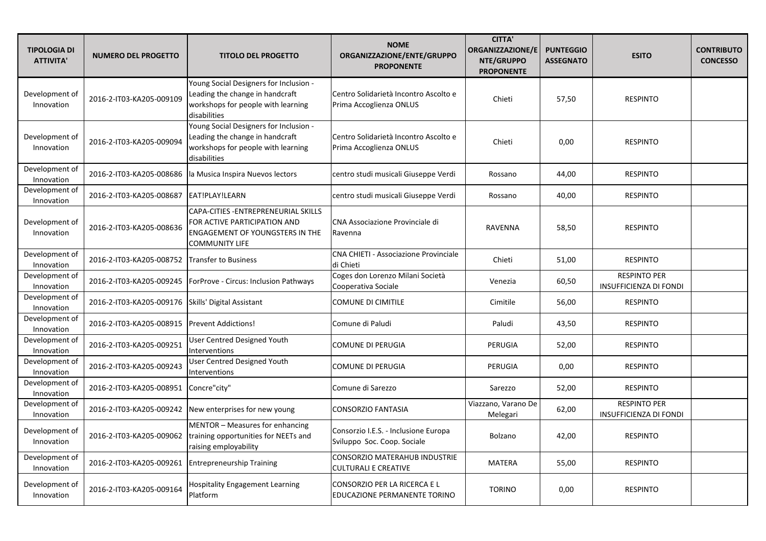| TIPOLOGIA DI ATTIVITA' | NUMERO DEL PROGETTO | TITOLO DEL PROGETTO | NOME ORGANIZZAZIONE/ENTE/GRUPPO PROPONENTE | CITTA' ORGANIZZAZIONE/ENTE/GRUPPO PROPONENTE | PUNTEGGIO ASSEGNATO | ESITO | CONTRIBUTO CONCESSO |
|---|---|---|---|---|---|---|---|
| Development of Innovation | 2016-2-IT03-KA205-009109 | Young Social Designers for Inclusion - Leading the change in handcraft workshops for people with learning disabilities | Centro Solidarietà Incontro Ascolto e Prima Accoglienza ONLUS | Chieti | 57,50 | RESPINTO | |
| Development of Innovation | 2016-2-IT03-KA205-009094 | Young Social Designers for Inclusion - Leading the change in handcraft workshops for people with learning disabilities | Centro Solidarietà Incontro Ascolto e Prima Accoglienza ONLUS | Chieti | 0,00 | RESPINTO | |
| Development of Innovation | 2016-2-IT03-KA205-008686 | la Musica Inspira Nuevos lectors | centro studi musicali Giuseppe Verdi | Rossano | 44,00 | RESPINTO | |
| Development of Innovation | 2016-2-IT03-KA205-008687 | EAT!PLAY!LEARN | centro studi musicali Giuseppe Verdi | Rossano | 40,00 | RESPINTO | |
| Development of Innovation | 2016-2-IT03-KA205-008636 | CAPA-CITIES -ENTREPRENEURIAL SKILLS FOR ACTIVE PARTICIPATION AND ENGAGEMENT OF YOUNGSTERS IN THE COMMUNITY LIFE | CNA Associazione Provinciale di Ravenna | RAVENNA | 58,50 | RESPINTO | |
| Development of Innovation | 2016-2-IT03-KA205-008752 | Transfer to Business | CNA CHIETI - Associazione Provinciale di Chieti | Chieti | 51,00 | RESPINTO | |
| Development of Innovation | 2016-2-IT03-KA205-009245 | ForProve - Circus: Inclusion Pathways | Coges don Lorenzo Milani Società Cooperativa Sociale | Venezia | 60,50 | RESPINTO PER INSUFFICIENZA DI FONDI | |
| Development of Innovation | 2016-2-IT03-KA205-009176 | Skills' Digital Assistant | COMUNE DI CIMITILE | Cimitile | 56,00 | RESPINTO | |
| Development of Innovation | 2016-2-IT03-KA205-008915 | Prevent Addictions! | Comune di Paludi | Paludi | 43,50 | RESPINTO | |
| Development of Innovation | 2016-2-IT03-KA205-009251 | User Centred Designed Youth Interventions | COMUNE DI PERUGIA | PERUGIA | 52,00 | RESPINTO | |
| Development of Innovation | 2016-2-IT03-KA205-009243 | User Centred Designed Youth Interventions | COMUNE DI PERUGIA | PERUGIA | 0,00 | RESPINTO | |
| Development of Innovation | 2016-2-IT03-KA205-008951 | Concre"city" | Comune di Sarezzo | Sarezzo | 52,00 | RESPINTO | |
| Development of Innovation | 2016-2-IT03-KA205-009242 | New enterprises for new young | CONSORZIO FANTASIA | Viazzano, Varano De Melegari | 62,00 | RESPINTO PER INSUFFICIENZA DI FONDI | |
| Development of Innovation | 2016-2-IT03-KA205-009062 | MENTOR – Measures for enhancing training opportunities for NEETs and raising employability | Consorzio I.E.S. - Inclusione Europa Sviluppo Soc. Coop. Sociale | Bolzano | 42,00 | RESPINTO | |
| Development of Innovation | 2016-2-IT03-KA205-009261 | Entrepreneurship Training | CONSORZIO MATERAHUB INDUSTRIE CULTURALI E CREATIVE | MATERA | 55,00 | RESPINTO | |
| Development of Innovation | 2016-2-IT03-KA205-009164 | Hospitality Engagement Learning Platform | CONSORZIO PER LA RICERCA E L EDUCAZIONE PERMANENTE TORINO | TORINO | 0,00 | RESPINTO | |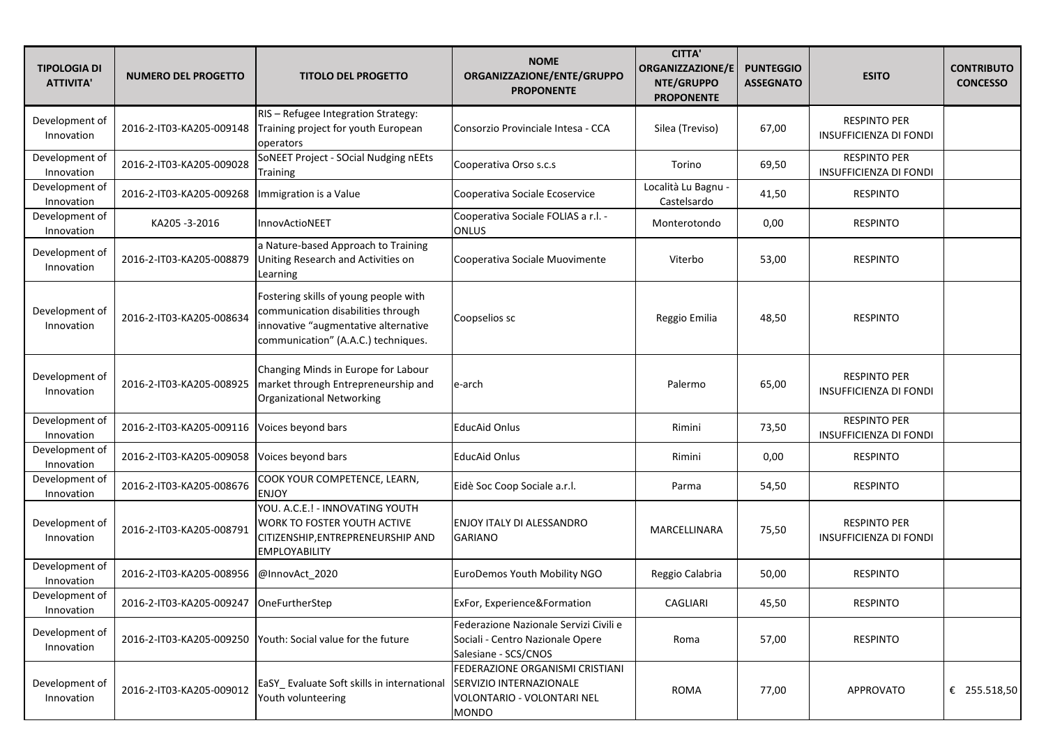| TIPOLOGIA DI ATTIVITA' | NUMERO DEL PROGETTO | TITOLO DEL PROGETTO | NOME ORGANIZZAZIONE/ENTE/GRUPPO PROPONENTE | CITTA' ORGANIZZAZIONE/ENTE/GRUPPO PROPONENTE | PUNTEGGIO ASSEGNATO | ESITO | CONTRIBUTO CONCESSO |
|---|---|---|---|---|---|---|---|
| Development of Innovation | 2016-2-IT03-KA205-009148 | RIS – Refugee Integration Strategy: Training project for youth European operators | Consorzio Provinciale Intesa - CCA | Silea (Treviso) | 67,00 | RESPINTO PER INSUFFICIENZA DI FONDI | |
| Development of Innovation | 2016-2-IT03-KA205-009028 | SoNEET Project - SOcial Nudging nEEts Training | Cooperativa Orso s.c.s | Torino | 69,50 | RESPINTO PER INSUFFICIENZA DI FONDI | |
| Development of Innovation | 2016-2-IT03-KA205-009268 | Immigration is a Value | Cooperativa Sociale Ecoservice | Località Lu Bagnu - Castelsardo | 41,50 | RESPINTO | |
| Development of Innovation | KA205 -3-2016 | InnovActioNEET | Cooperativa Sociale FOLIAS a r.l. - ONLUS | Monterotondo | 0,00 | RESPINTO | |
| Development of Innovation | 2016-2-IT03-KA205-008879 | a Nature-based Approach to Training Uniting Research and Activities on Learning | Cooperativa Sociale Muovimente | Viterbo | 53,00 | RESPINTO | |
| Development of Innovation | 2016-2-IT03-KA205-008634 | Fostering skills of young people with communication disabilities through innovative "augmentative alternative communication" (A.A.C.) techniques. | Coopselios sc | Reggio Emilia | 48,50 | RESPINTO | |
| Development of Innovation | 2016-2-IT03-KA205-008925 | Changing Minds in Europe for Labour market through Entrepreneurship and Organizational Networking | e-arch | Palermo | 65,00 | RESPINTO PER INSUFFICIENZA DI FONDI | |
| Development of Innovation | 2016-2-IT03-KA205-009116 | Voices beyond bars | EducAid Onlus | Rimini | 73,50 | RESPINTO PER INSUFFICIENZA DI FONDI | |
| Development of Innovation | 2016-2-IT03-KA205-009058 | Voices beyond bars | EducAid Onlus | Rimini | 0,00 | RESPINTO | |
| Development of Innovation | 2016-2-IT03-KA205-008676 | COOK YOUR COMPETENCE, LEARN, ENJOY | Eidè Soc Coop Sociale a.r.l. | Parma | 54,50 | RESPINTO | |
| Development of Innovation | 2016-2-IT03-KA205-008791 | YOU. A.C.E.! - INNOVATING YOUTH WORK TO FOSTER YOUTH ACTIVE CITIZENSHIP,ENTREPRENEURSHIP AND EMPLOYABILITY | ENJOY ITALY DI ALESSANDRO GARIANO | MARCELLINARA | 75,50 | RESPINTO PER INSUFFICIENZA DI FONDI | |
| Development of Innovation | 2016-2-IT03-KA205-008956 | @InnovAct_2020 | EuroDemos Youth Mobility NGO | Reggio Calabria | 50,00 | RESPINTO | |
| Development of Innovation | 2016-2-IT03-KA205-009247 | OneFurtherStep | ExFor, Experience&Formation | CAGLIARI | 45,50 | RESPINTO | |
| Development of Innovation | 2016-2-IT03-KA205-009250 | Youth: Social value for the future | Federazione Nazionale Servizi Civili e Sociali - Centro Nazionale Opere Salesiane - SCS/CNOS | Roma | 57,00 | RESPINTO | |
| Development of Innovation | 2016-2-IT03-KA205-009012 | EaSY_ Evaluate Soft skills in international Youth volunteering | FEDERAZIONE ORGANISMI CRISTIANI SERVIZIO INTERNAZIONALE VOLONTARIO - VOLONTARI NEL MONDO | ROMA | 77,00 | APPROVATO | € 255.518,50 |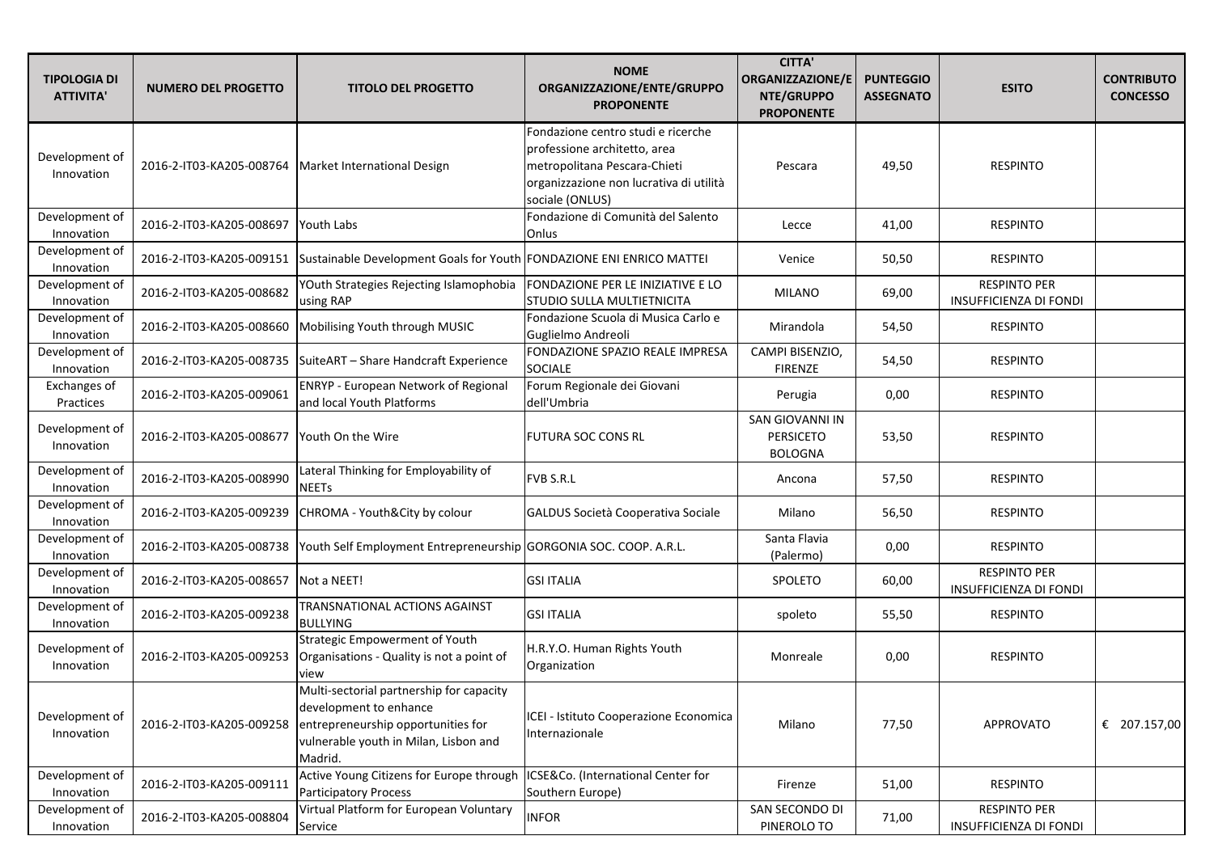| TIPOLOGIA DI ATTIVITA' | NUMERO DEL PROGETTO | TITOLO DEL PROGETTO | NOME ORGANIZZAZIONE/ENTE/GRUPPO PROPONENTE | CITTA' ORGANIZZAZIONE/ENTE/GRUPPO PROPONENTE | PUNTEGGIO ASSEGNATO | ESITO | CONTRIBUTO CONCESSO |
|---|---|---|---|---|---|---|---|
| Development of Innovation | 2016-2-IT03-KA205-008764 | Market International Design | Fondazione centro studi e ricerche professione architetto, area metropolitana Pescara-Chieti organizzazione non lucrativa di utilità sociale (ONLUS) | Pescara | 49,50 | RESPINTO | |
| Development of Innovation | 2016-2-IT03-KA205-008697 | Youth Labs | Fondazione di Comunità del Salento Onlus | Lecce | 41,00 | RESPINTO | |
| Development of Innovation | 2016-2-IT03-KA205-009151 | Sustainable Development Goals for Youth | FONDAZIONE ENI ENRICO MATTEI | Venice | 50,50 | RESPINTO | |
| Development of Innovation | 2016-2-IT03-KA205-008682 | YOuth Strategies Rejecting Islamophobia using RAP | FONDAZIONE PER LE INIZIATIVE E LO STUDIO SULLA MULTIETNICITA | MILANO | 69,00 | RESPINTO PER INSUFFICIENZA DI FONDI | |
| Development of Innovation | 2016-2-IT03-KA205-008660 | Mobilising Youth through MUSIC | Fondazione Scuola di Musica Carlo e Guglielmo Andreoli | Mirandola | 54,50 | RESPINTO | |
| Development of Innovation | 2016-2-IT03-KA205-008735 | SuiteART – Share Handcraft Experience | FONDAZIONE SPAZIO REALE IMPRESA SOCIALE | CAMPI BISENZIO, FIRENZE | 54,50 | RESPINTO | |
| Exchanges of Practices | 2016-2-IT03-KA205-009061 | ENRYP - European Network of Regional and local Youth Platforms | Forum Regionale dei Giovani dell'Umbria | Perugia | 0,00 | RESPINTO | |
| Development of Innovation | 2016-2-IT03-KA205-008677 | Youth On the Wire | FUTURA SOC CONS RL | SAN GIOVANNI IN PERSICETO BOLOGNA | 53,50 | RESPINTO | |
| Development of Innovation | 2016-2-IT03-KA205-008990 | Lateral Thinking for Employability of NEETs | FVB S.R.L | Ancona | 57,50 | RESPINTO | |
| Development of Innovation | 2016-2-IT03-KA205-009239 | CHROMA - Youth&City by colour | GALDUS Società Cooperativa Sociale | Milano | 56,50 | RESPINTO | |
| Development of Innovation | 2016-2-IT03-KA205-008738 | Youth Self Employment Entrepreneurship | GORGONIA SOC. COOP. A.R.L. | Santa Flavia (Palermo) | 0,00 | RESPINTO | |
| Development of Innovation | 2016-2-IT03-KA205-008657 | Not a NEET! | GSI ITALIA | SPOLETO | 60,00 | RESPINTO PER INSUFFICIENZA DI FONDI | |
| Development of Innovation | 2016-2-IT03-KA205-009238 | TRANSNATIONAL ACTIONS AGAINST BULLYING | GSI ITALIA | spoleto | 55,50 | RESPINTO | |
| Development of Innovation | 2016-2-IT03-KA205-009253 | Strategic Empowerment of Youth Organisations - Quality is not a point of view | H.R.Y.O. Human Rights Youth Organization | Monreale | 0,00 | RESPINTO | |
| Development of Innovation | 2016-2-IT03-KA205-009258 | Multi-sectorial partnership for capacity development to enhance entrepreneurship opportunities for vulnerable youth in Milan, Lisbon and Madrid. | ICEI - Istituto Cooperazione Economica Internazionale | Milano | 77,50 | APPROVATO | € 207.157,00 |
| Development of Innovation | 2016-2-IT03-KA205-009111 | Active Young Citizens for Europe through Participatory Process | ICSE&Co. (International Center for Southern Europe) | Firenze | 51,00 | RESPINTO | |
| Development of Innovation | 2016-2-IT03-KA205-008804 | Virtual Platform for European Voluntary Service | INFOR | SAN SECONDO DI PINEROLO TO | 71,00 | RESPINTO PER INSUFFICIENZA DI FONDI | |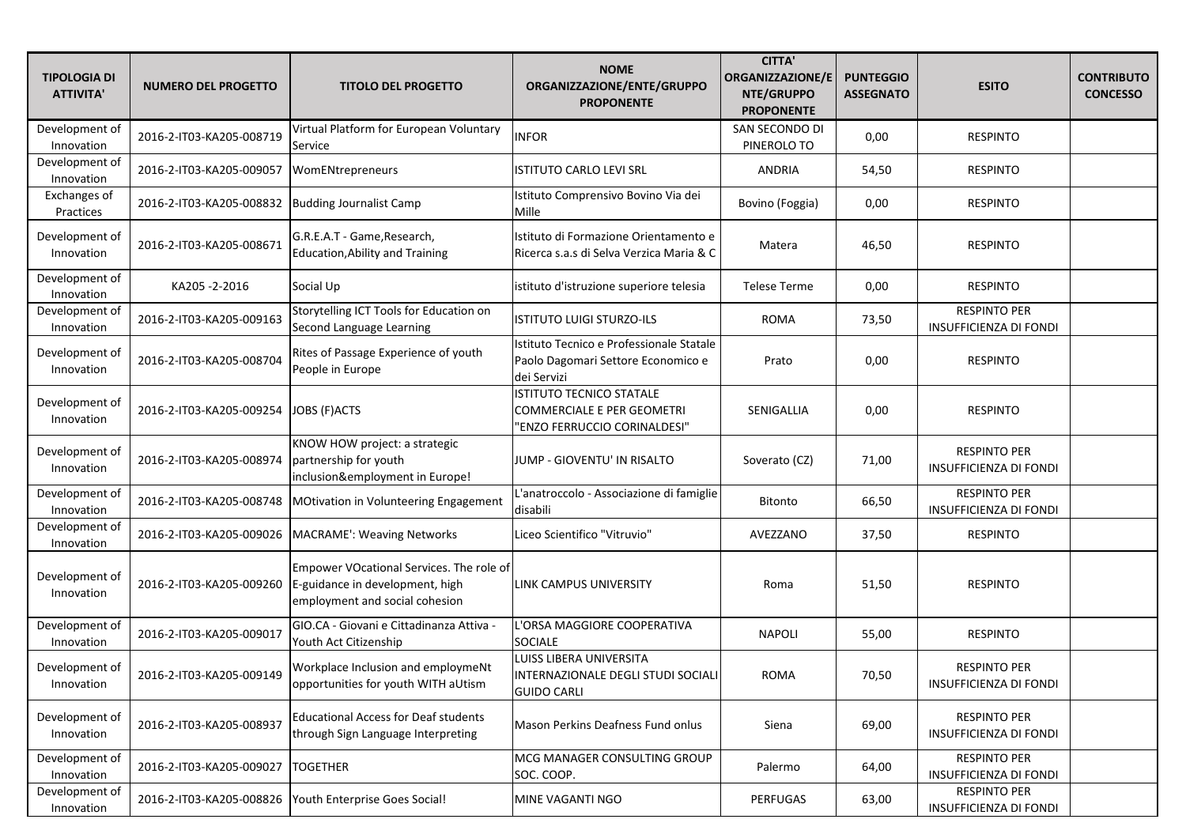| TIPOLOGIA DI ATTIVITA' | NUMERO DEL PROGETTO | TITOLO DEL PROGETTO | NOME ORGANIZZAZIONE/ENTE/GRUPPO PROPONENTE | CITTA' ORGANIZZAZIONE/ENTE/GRUPPO PROPONENTE | PUNTEGGIO ASSEGNATO | ESITO | CONTRIBUTO CONCESSO |
|---|---|---|---|---|---|---|---|
| Development of Innovation | 2016-2-IT03-KA205-008719 | Virtual Platform for European Voluntary Service | INFOR | SAN SECONDO DI PINEROLO TO | 0,00 | RESPINTO | |
| Development of Innovation | 2016-2-IT03-KA205-009057 | WomENtrepreneurs | ISTITUTO CARLO LEVI SRL | ANDRIA | 54,50 | RESPINTO | |
| Exchanges of Practices | 2016-2-IT03-KA205-008832 | Budding Journalist Camp | Istituto Comprensivo Bovino Via dei Mille | Bovino (Foggia) | 0,00 | RESPINTO | |
| Development of Innovation | 2016-2-IT03-KA205-008671 | G.R.E.A.T - Game,Research, Education,Ability and Training | Istituto di Formazione Orientamento e Ricerca s.a.s di Selva Verzica Maria & C | Matera | 46,50 | RESPINTO | |
| Development of Innovation | KA205 -2-2016 | Social Up | istituto d'istruzione superiore telesia | Telese Terme | 0,00 | RESPINTO | |
| Development of Innovation | 2016-2-IT03-KA205-009163 | Storytelling ICT Tools for Education on Second Language Learning | ISTITUTO LUIGI STURZO-ILS | ROMA | 73,50 | RESPINTO PER INSUFFICIENZA DI FONDI | |
| Development of Innovation | 2016-2-IT03-KA205-008704 | Rites of Passage Experience of youth People in Europe | Istituto Tecnico e Professionale Statale Paolo Dagomari Settore Economico e dei Servizi | Prato | 0,00 | RESPINTO | |
| Development of Innovation | 2016-2-IT03-KA205-009254 | JOBS (F)ACTS | ISTITUTO TECNICO STATALE COMMERCIALE E PER GEOMETRI "ENZO FERRUCCIO CORINALDESI" | SENIGALLIA | 0,00 | RESPINTO | |
| Development of Innovation | 2016-2-IT03-KA205-008974 | KNOW HOW project: a strategic partnership for youth inclusion&employment in Europe! | JUMP - GIOVENTU' IN RISALTO | Soverato (CZ) | 71,00 | RESPINTO PER INSUFFICIENZA DI FONDI | |
| Development of Innovation | 2016-2-IT03-KA205-008748 | MOtivation in Volunteering Engagement | L'anatroccolo - Associazione di famiglie disabili | Bitonto | 66,50 | RESPINTO PER INSUFFICIENZA DI FONDI | |
| Development of Innovation | 2016-2-IT03-KA205-009026 | MACRAME': Weaving Networks | Liceo Scientifico "Vitruvio" | AVEZZANO | 37,50 | RESPINTO | |
| Development of Innovation | 2016-2-IT03-KA205-009260 | Empower VOcational Services. The role of E-guidance in development, high employment and social cohesion | LINK CAMPUS UNIVERSITY | Roma | 51,50 | RESPINTO | |
| Development of Innovation | 2016-2-IT03-KA205-009017 | GIO.CA - Giovani e Cittadinanza Attiva - Youth Act Citizenship | L'ORSA MAGGIORE COOPERATIVA SOCIALE | NAPOLI | 55,00 | RESPINTO | |
| Development of Innovation | 2016-2-IT03-KA205-009149 | Workplace Inclusion and employmeNt opportunities for youth WITH aUtism | LUISS LIBERA UNIVERSITA INTERNAZIONALE DEGLI STUDI SOCIALI GUIDO CARLI | ROMA | 70,50 | RESPINTO PER INSUFFICIENZA DI FONDI | |
| Development of Innovation | 2016-2-IT03-KA205-008937 | Educational Access for Deaf students through Sign Language Interpreting | Mason Perkins Deafness Fund onlus | Siena | 69,00 | RESPINTO PER INSUFFICIENZA DI FONDI | |
| Development of Innovation | 2016-2-IT03-KA205-009027 | TOGETHER | MCG MANAGER CONSULTING GROUP SOC. COOP. | Palermo | 64,00 | RESPINTO PER INSUFFICIENZA DI FONDI | |
| Development of Innovation | 2016-2-IT03-KA205-008826 | Youth Enterprise Goes Social! | MINE VAGANTI NGO | PERFUGAS | 63,00 | RESPINTO PER INSUFFICIENZA DI FONDI | |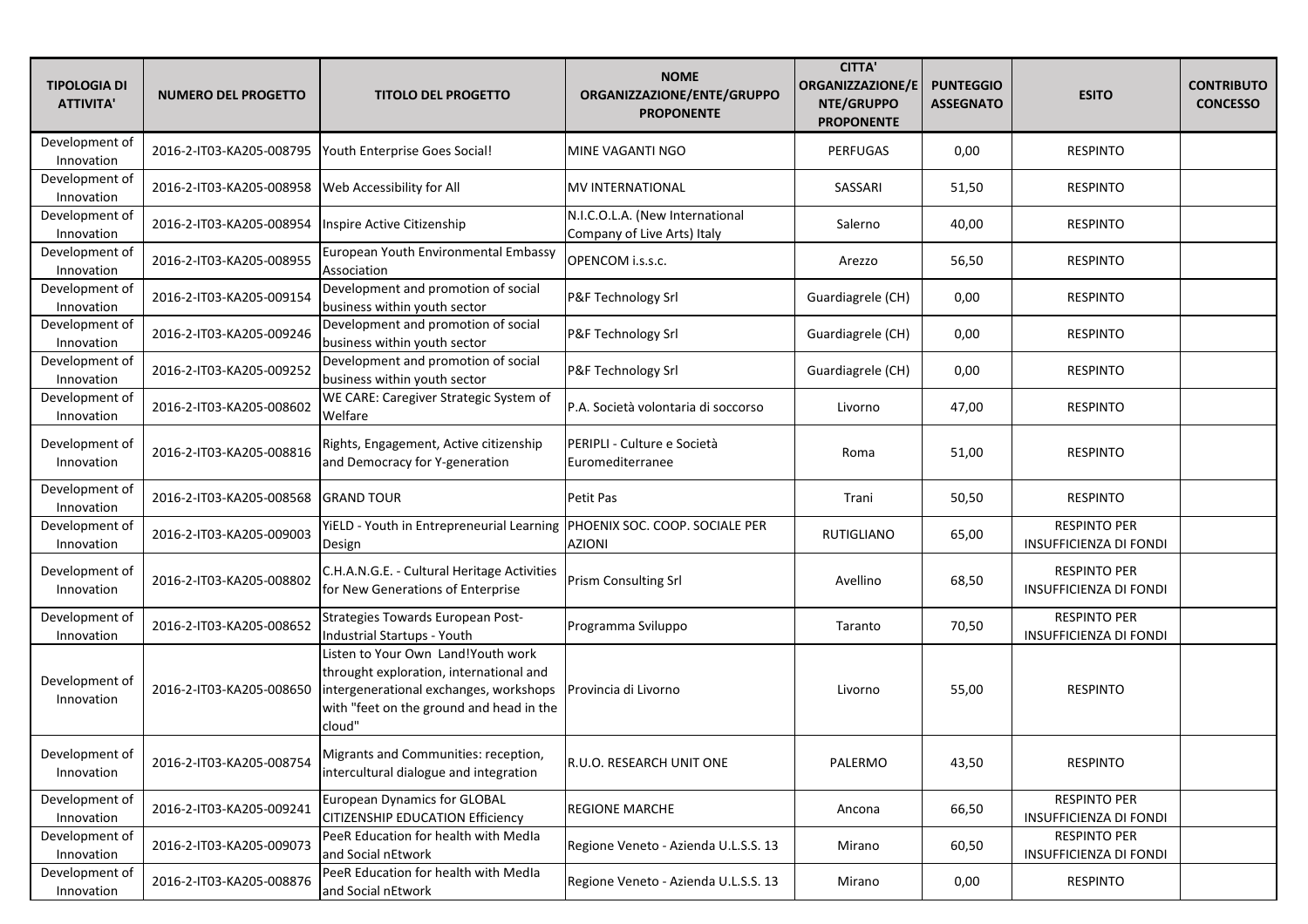| TIPOLOGIA DI ATTIVITA' | NUMERO DEL PROGETTO | TITOLO DEL PROGETTO | NOME ORGANIZZAZIONE/ENTE/GRUPPO PROPONENTE | CITTA' ORGANIZZAZIONE/ENTE/GRUPPO PROPONENTE | PUNTEGGIO ASSEGNATO | ESITO | CONTRIBUTO CONCESSO |
|---|---|---|---|---|---|---|---|
| Development of Innovation | 2016-2-IT03-KA205-008795 | Youth Enterprise Goes Social! | MINE VAGANTI NGO | PERFUGAS | 0,00 | RESPINTO | |
| Development of Innovation | 2016-2-IT03-KA205-008958 | Web Accessibility for All | MV INTERNATIONAL | SASSARI | 51,50 | RESPINTO | |
| Development of Innovation | 2016-2-IT03-KA205-008954 | Inspire Active Citizenship | N.I.C.O.L.A. (New International Company of Live Arts) Italy | Salerno | 40,00 | RESPINTO | |
| Development of Innovation | 2016-2-IT03-KA205-008955 | European Youth Environmental Embassy Association | OPENCOM i.s.s.c. | Arezzo | 56,50 | RESPINTO | |
| Development of Innovation | 2016-2-IT03-KA205-009154 | Development and promotion of social business within youth sector | P&F Technology Srl | Guardiagrele (CH) | 0,00 | RESPINTO | |
| Development of Innovation | 2016-2-IT03-KA205-009246 | Development and promotion of social business within youth sector | P&F Technology Srl | Guardiagrele (CH) | 0,00 | RESPINTO | |
| Development of Innovation | 2016-2-IT03-KA205-009252 | Development and promotion of social business within youth sector | P&F Technology Srl | Guardiagrele (CH) | 0,00 | RESPINTO | |
| Development of Innovation | 2016-2-IT03-KA205-008602 | WE CARE: Caregiver Strategic System of Welfare | P.A. Società volontaria di soccorso | Livorno | 47,00 | RESPINTO | |
| Development of Innovation | 2016-2-IT03-KA205-008816 | Rights, Engagement, Active citizenship and Democracy for Y-generation | PERIPLI - Culture e Società Euromediterranee | Roma | 51,00 | RESPINTO | |
| Development of Innovation | 2016-2-IT03-KA205-008568 | GRAND TOUR | Petit Pas | Trani | 50,50 | RESPINTO | |
| Development of Innovation | 2016-2-IT03-KA205-009003 | YiELD - Youth in Entrepreneurial Learning Design | PHOENIX SOC. COOP. SOCIALE PER AZIONI | RUTIGLIANO | 65,00 | RESPINTO PER INSUFFICIENZA DI FONDI | |
| Development of Innovation | 2016-2-IT03-KA205-008802 | C.H.A.N.G.E. - Cultural Heritage Activities for New Generations of Enterprise | Prism Consulting Srl | Avellino | 68,50 | RESPINTO PER INSUFFICIENZA DI FONDI | |
| Development of Innovation | 2016-2-IT03-KA205-008652 | Strategies Towards European Post-Industrial Startups - Youth | Programma Sviluppo | Taranto | 70,50 | RESPINTO PER INSUFFICIENZA DI FONDI | |
| Development of Innovation | 2016-2-IT03-KA205-008650 | Listen to Your Own Land!Youth work throught exploration, international and intergenerational exchanges, workshops with "feet on the ground and head in the cloud" | Provincia di Livorno | Livorno | 55,00 | RESPINTO | |
| Development of Innovation | 2016-2-IT03-KA205-008754 | Migrants and Communities: reception, intercultural dialogue and integration | R.U.O. RESEARCH UNIT ONE | PALERMO | 43,50 | RESPINTO | |
| Development of Innovation | 2016-2-IT03-KA205-009241 | European Dynamics for GLOBAL CITIZENSHIP EDUCATION Efficiency | REGIONE MARCHE | Ancona | 66,50 | RESPINTO PER INSUFFICIENZA DI FONDI | |
| Development of Innovation | 2016-2-IT03-KA205-009073 | PeeR Education for health with MedIa and Social nEtwork | Regione Veneto - Azienda U.L.S.S. 13 | Mirano | 60,50 | RESPINTO PER INSUFFICIENZA DI FONDI | |
| Development of Innovation | 2016-2-IT03-KA205-008876 | PeeR Education for health with MedIa and Social nEtwork | Regione Veneto - Azienda U.L.S.S. 13 | Mirano | 0,00 | RESPINTO | |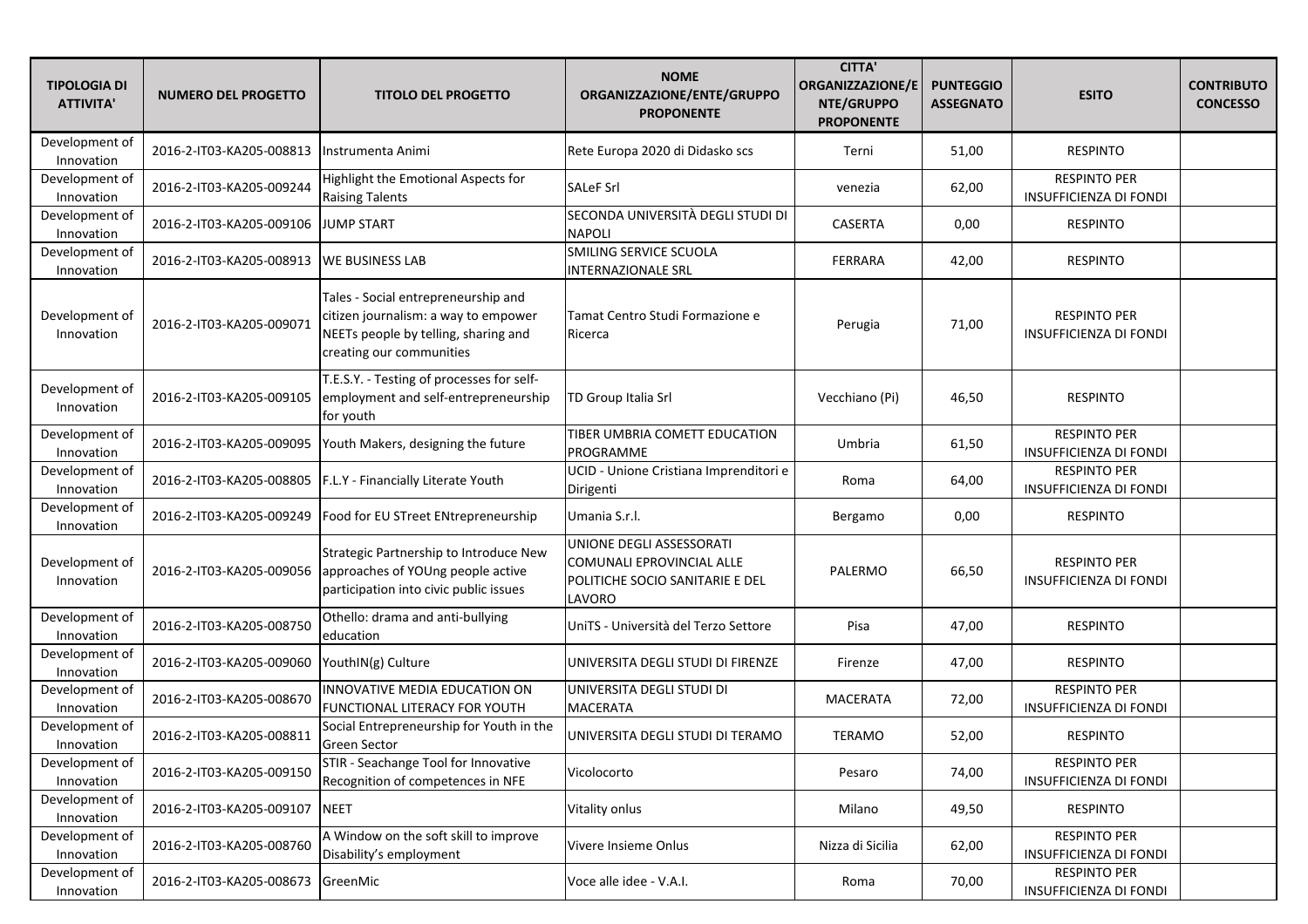| TIPOLOGIA DI ATTIVITA' | NUMERO DEL PROGETTO | TITOLO DEL PROGETTO | NOME ORGANIZZAZIONE/ENTE/GRUPPO PROPONENTE | CITTA' ORGANIZZAZIONE/ENTE/GRUPPO PROPONENTE | PUNTEGGIO ASSEGNATO | ESITO | CONTRIBUTO CONCESSO |
|---|---|---|---|---|---|---|---|
| Development of Innovation | 2016-2-IT03-KA205-008813 | Instrumenta Animi | Rete Europa 2020 di Didasko scs | Terni | 51,00 | RESPINTO | |
| Development of Innovation | 2016-2-IT03-KA205-009244 | Highlight the Emotional Aspects for Raising Talents | SALeF Srl | venezia | 62,00 | RESPINTO PER INSUFFICIENZA DI FONDI | |
| Development of Innovation | 2016-2-IT03-KA205-009106 | JUMP START | SECONDA UNIVERSITÀ DEGLI STUDI DI NAPOLI | CASERTA | 0,00 | RESPINTO | |
| Development of Innovation | 2016-2-IT03-KA205-008913 | WE BUSINESS LAB | SMILING SERVICE SCUOLA INTERNAZIONALE SRL | FERRARA | 42,00 | RESPINTO | |
| Development of Innovation | 2016-2-IT03-KA205-009071 | Tales - Social entrepreneurship and citizen journalism: a way to empower NEETs people by telling, sharing and creating our communities | Tamat Centro Studi Formazione e Ricerca | Perugia | 71,00 | RESPINTO PER INSUFFICIENZA DI FONDI | |
| Development of Innovation | 2016-2-IT03-KA205-009105 | T.E.S.Y. - Testing of processes for self-employment and self-entrepreneurship for youth | TD Group Italia Srl | Vecchiano (Pi) | 46,50 | RESPINTO | |
| Development of Innovation | 2016-2-IT03-KA205-009095 | Youth Makers, designing the future | TIBER UMBRIA COMETT EDUCATION PROGRAMME | Umbria | 61,50 | RESPINTO PER INSUFFICIENZA DI FONDI | |
| Development of Innovation | 2016-2-IT03-KA205-008805 | F.L.Y - Financially Literate Youth | UCID - Unione Cristiana Imprenditori e Dirigenti | Roma | 64,00 | RESPINTO PER INSUFFICIENZA DI FONDI | |
| Development of Innovation | 2016-2-IT03-KA205-009249 | Food for EU STreet ENtrepreneurship | Umania S.r.l. | Bergamo | 0,00 | RESPINTO | |
| Development of Innovation | 2016-2-IT03-KA205-009056 | Strategic Partnership to Introduce New approaches of YOUng people active participation into civic public issues | UNIONE DEGLI ASSESSORATI COMUNALI EPROVINCIAL ALLE POLITICHE SOCIO SANITARIE E DEL LAVORO | PALERMO | 66,50 | RESPINTO PER INSUFFICIENZA DI FONDI | |
| Development of Innovation | 2016-2-IT03-KA205-008750 | Othello: drama and anti-bullying education | UniTS - Università del Terzo Settore | Pisa | 47,00 | RESPINTO | |
| Development of Innovation | 2016-2-IT03-KA205-009060 | YouthIN(g) Culture | UNIVERSITA DEGLI STUDI DI FIRENZE | Firenze | 47,00 | RESPINTO | |
| Development of Innovation | 2016-2-IT03-KA205-008670 | INNOVATIVE MEDIA EDUCATION ON FUNCTIONAL LITERACY FOR YOUTH | UNIVERSITA DEGLI STUDI DI MACERATA | MACERATA | 72,00 | RESPINTO PER INSUFFICIENZA DI FONDI | |
| Development of Innovation | 2016-2-IT03-KA205-008811 | Social Entrepreneurship for Youth in the Green Sector | UNIVERSITA DEGLI STUDI DI TERAMO | TERAMO | 52,00 | RESPINTO | |
| Development of Innovation | 2016-2-IT03-KA205-009150 | STIR - Seachange Tool for Innovative Recognition of competences in NFE | Vicolocorto | Pesaro | 74,00 | RESPINTO PER INSUFFICIENZA DI FONDI | |
| Development of Innovation | 2016-2-IT03-KA205-009107 | NEET | Vitality onlus | Milano | 49,50 | RESPINTO | |
| Development of Innovation | 2016-2-IT03-KA205-008760 | A Window on the soft skill to improve Disability's employment | Vivere Insieme Onlus | Nizza di Sicilia | 62,00 | RESPINTO PER INSUFFICIENZA DI FONDI | |
| Development of Innovation | 2016-2-IT03-KA205-008673 | GreenMic | Voce alle idee - V.A.I. | Roma | 70,00 | RESPINTO PER INSUFFICIENZA DI FONDI | |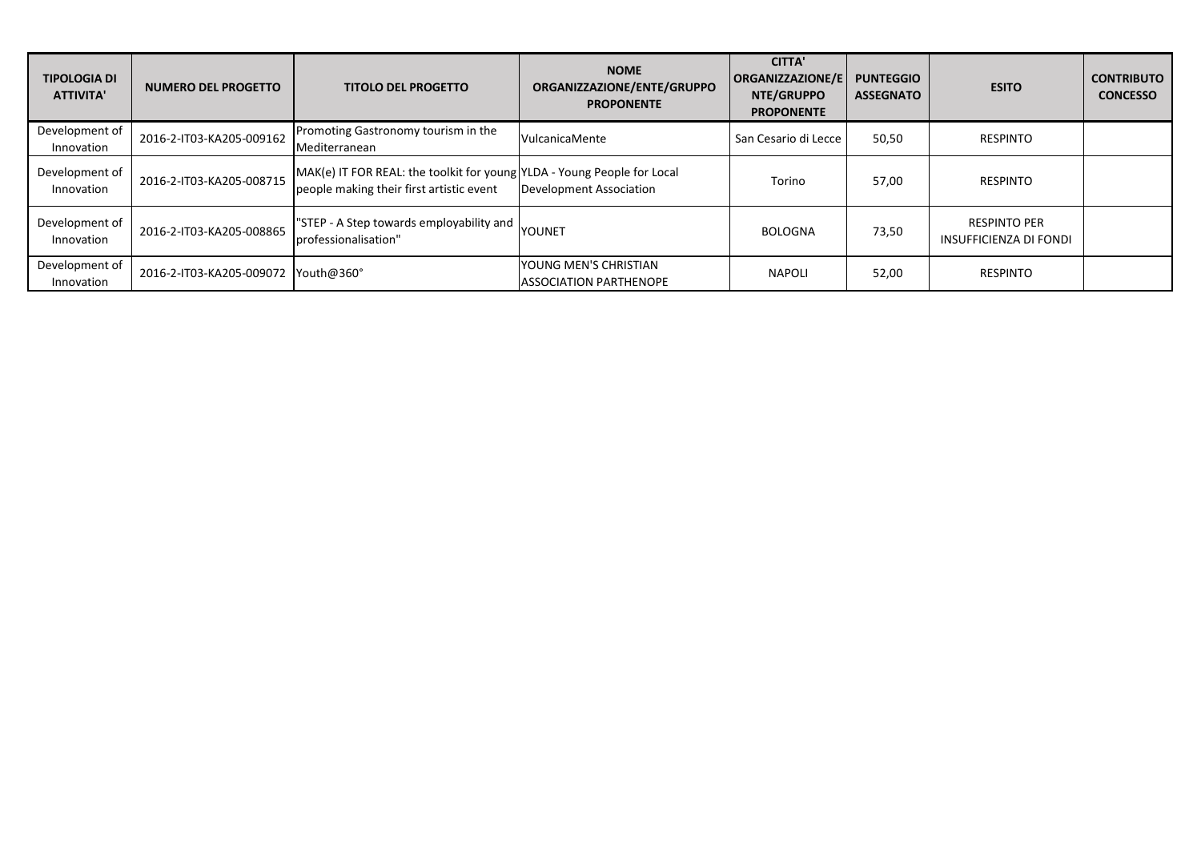| TIPOLOGIA DI ATTIVITA' | NUMERO DEL PROGETTO | TITOLO DEL PROGETTO | NOME ORGANIZZAZIONE/ENTE/GRUPPO PROPONENTE | CITTA' ORGANIZZAZIONE/ENTE/GRUPPO PROPONENTE | PUNTEGGIO ASSEGNATO | ESITO | CONTRIBUTO CONCESSO |
|---|---|---|---|---|---|---|---|
| Development of Innovation | 2016-2-IT03-KA205-009162 | Promoting Gastronomy tourism in the Mediterranean | VulcanicaMente | San Cesario di Lecce | 50,50 | RESPINTO | |
| Development of Innovation | 2016-2-IT03-KA205-008715 | MAK(e) IT FOR REAL: the toolkit for young people making their first artistic event | YLDA - Young People for Local Development Association | Torino | 57,00 | RESPINTO | |
| Development of Innovation | 2016-2-IT03-KA205-008865 | "STEP - A Step towards employability and professionalisation" | YOUNET | BOLOGNA | 73,50 | RESPINTO PER INSUFFICIENZA DI FONDI | |
| Development of Innovation | 2016-2-IT03-KA205-009072 | Youth@360° | YOUNG MEN'S CHRISTIAN ASSOCIATION PARTHENOPE | NAPOLI | 52,00 | RESPINTO | |